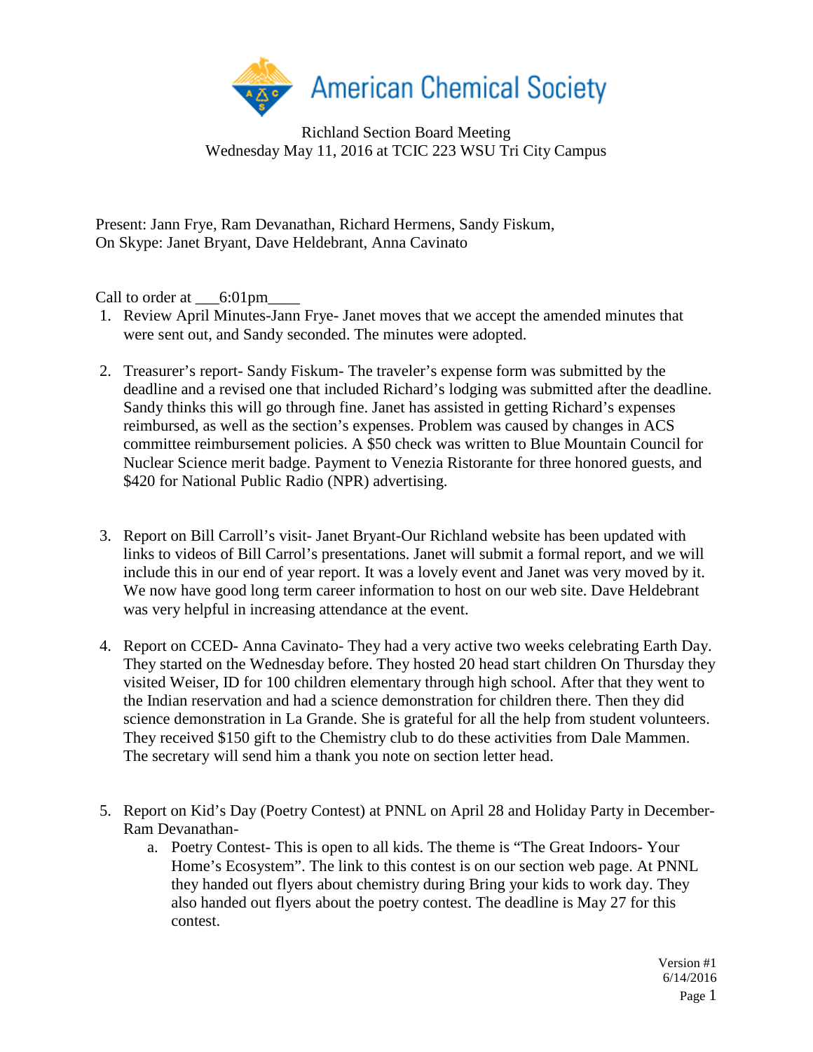American Chemical Society

Richland Section Board Meeting
Wednesday May 11, 2016 at TCIC 223 WSU Tri City Campus

Present: Jann Frye, Ram Devanathan, Richard Hermens, Sandy Fiskum,
On Skype: Janet Bryant, Dave Heldebrant, Anna Cavinato

Call to order at ___6:01pm____

1. Review April Minutes-Jann Frye- Janet moves that we accept the amended minutes that were sent out, and Sandy seconded. The minutes were adopted.

2. Treasurer's report- Sandy Fiskum- The traveler's expense form was submitted by the deadline and a revised one that included Richard's lodging was submitted after the deadline. Sandy thinks this will go through fine. Janet has assisted in getting Richard's expenses reimbursed, as well as the section's expenses. Problem was caused by changes in ACS committee reimbursement policies. A $50 check was written to Blue Mountain Council for Nuclear Science merit badge. Payment to Venezia Ristorante for three honored guests, and $420 for National Public Radio (NPR) advertising.

3. Report on Bill Carroll's visit- Janet Bryant-Our Richland website has been updated with links to videos of Bill Carrol's presentations. Janet will submit a formal report, and we will include this in our end of year report. It was a lovely event and Janet was very moved by it. We now have good long term career information to host on our web site. Dave Heldebrant was very helpful in increasing attendance at the event.

4. Report on CCED- Anna Cavinato- They had a very active two weeks celebrating Earth Day. They started on the Wednesday before. They hosted 20 head start children On Thursday they visited Weiser, ID for 100 children elementary through high school. After that they went to the Indian reservation and had a science demonstration for children there. Then they did science demonstration in La Grande. She is grateful for all the help from student volunteers. They received $150 gift to the Chemistry club to do these activities from Dale Mammen. The secretary will send him a thank you note on section letter head.

5. Report on Kid's Day (Poetry Contest) at PNNL on April 28 and Holiday Party in December- Ram Devanathan-
   a. Poetry Contest- This is open to all kids. The theme is "The Great Indoors- Your Home's Ecosystem". The link to this contest is on our section web page. At PNNL they handed out flyers about chemistry during Bring your kids to work day. They also handed out flyers about the poetry contest. The deadline is May 27 for this contest.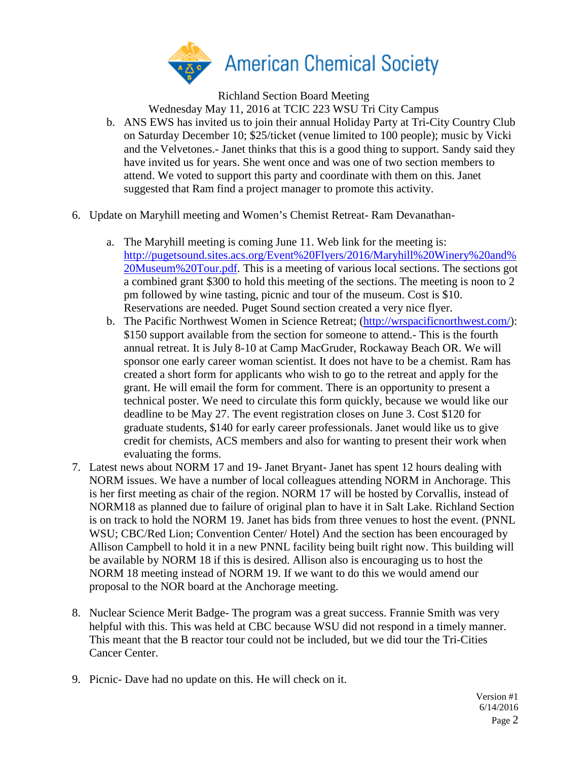Richland Section Board Meeting
Wednesday May 11, 2016 at TCIC 223 WSU Tri City Campus

b. ANS EWS has invited us to join their annual Holiday Party at Tri-City Country Club on Saturday December 10; $25/ticket (venue limited to 100 people); music by Vicki and the Velvetones.- Janet thinks that this is a good thing to support. Sandy said they have invited us for years. She went once and was one of two section members to attend. We voted to support this party and coordinate with them on this. Janet suggested that Ram find a project manager to promote this activity.

6. Update on Maryhill meeting and Women's Chemist Retreat- Ram Devanathan-

    a. The Maryhill meeting is coming June 11. Web link for the meeting is: [http://pugetsound.sites.acs.org/Event%20Flyers/2016/Maryhill%20Winery%20and%20Museum%20Tour.pdf](http://pugetsound.sites.acs.org/Event%20Flyers/2016/Maryhill%20Winery%20and%20Museum%20Tour.pdf). This is a meeting of various local sections. The sections got a combined grant $300 to hold this meeting of the sections. The meeting is noon to 2 pm followed by wine tasting, picnic and tour of the museum. Cost is $10. Reservations are needed. Puget Sound section created a very nice flyer.
    b. The Pacific Northwest Women in Science Retreat; ([http://wrspacificnorthwest.com/](http://wrspacificnorthwest.com/)): $150 support available from the section for someone to attend.- This is the fourth annual retreat. It is July 8-10 at Camp MacGruder, Rockaway Beach OR. We will sponsor one early career woman scientist. It does not have to be a chemist. Ram has created a short form for applicants who wish to go to the retreat and apply for the grant. He will email the form for comment. There is an opportunity to present a technical poster. We need to circulate this form quickly, because we would like our deadline to be May 27. The event registration closes on June 3. Cost $120 for graduate students, $140 for early career professionals. Janet would like us to give credit for chemists, ACS members and also for wanting to present their work when evaluating the forms.

7. Latest news about NORM 17 and 19- Janet Bryant- Janet has spent 12 hours dealing with NORM issues. We have a number of local colleagues attending NORM in Anchorage. This is her first meeting as chair of the region. NORM 17 will be hosted by Corvallis, instead of NORM18 as planned due to failure of original plan to have it in Salt Lake. Richland Section is on track to hold the NORM 19. Janet has bids from three venues to host the event. (PNNL WSU; CBC/Red Lion; Convention Center/ Hotel) And the section has been encouraged by Allison Campbell to hold it in a new PNNL facility being built right now. This building will be available by NORM 18 if this is desired. Allison also is encouraging us to host the NORM 18 meeting instead of NORM 19. If we want to do this we would amend our proposal to the NOR board at the Anchorage meeting.

8. Nuclear Science Merit Badge- The program was a great success. Frannie Smith was very helpful with this. This was held at CBC because WSU did not respond in a timely manner. This meant that the B reactor tour could not be included, but we did tour the Tri-Cities Cancer Center.

9. Picnic- Dave had no update on this. He will check on it.

Version #1
6/14/2016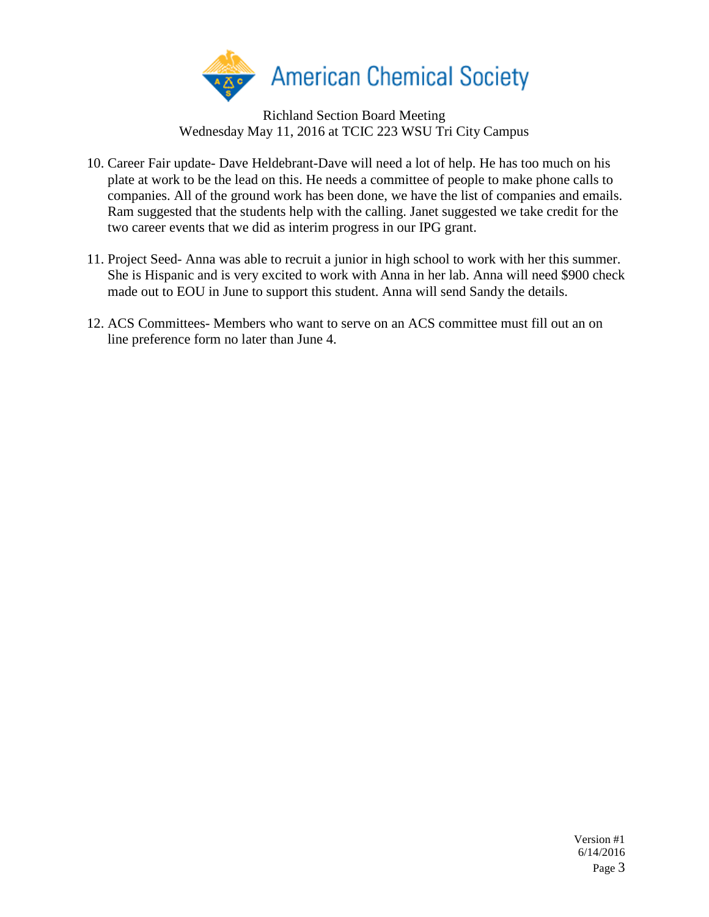Richland Section Board Meeting
Wednesday May 11, 2016 at TCIC 223 WSU Tri City Campus

10. Career Fair update- Dave Heldebrant-Dave will need a lot of help. He has too much on his plate at work to be the lead on this. He needs a committee of people to make phone calls to companies. All of the ground work has been done, we have the list of companies and emails. Ram suggested that the students help with the calling. Janet suggested we take credit for the two career events that we did as interim progress in our IPG grant.

11. Project Seed- Anna was able to recruit a junior in high school to work with her this summer. She is Hispanic and is very excited to work with Anna in her lab. Anna will need $900 check made out to EOU in June to support this student. Anna will send Sandy the details.

12. ACS Committees- Members who want to serve on an ACS committee must fill out an on line preference form no later than June 4.

Version #1
6/14/2016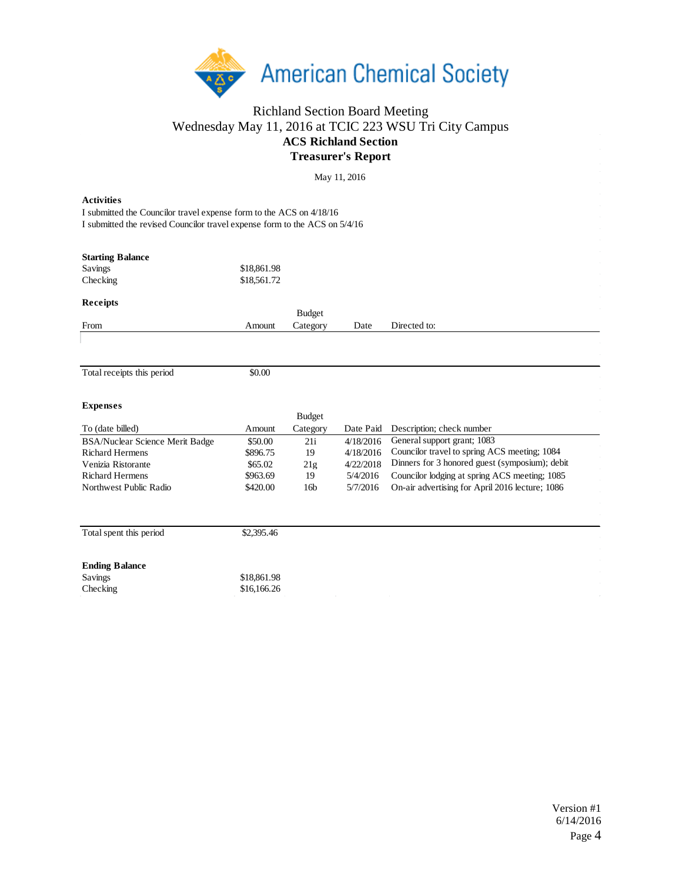Richland Section Board Meeting
Wednesday May 11, 2016 at TCIC 223 WSU Tri City Campus

**ACS Richland Section**

**Treasurer's Report**

May 11, 2016

**Activities**

I submitted the Councilor travel expense form to the ACS on 4/18/16
I submitted the revised Councilor travel expense form to the ACS on 5/4/16

**Starting Balance**

| | |
|---|---|
| Savings | $18,861.98 |
| Checking | $18,561.72 |

**Receipts**

| From | Amount | Budget Category | Date | Directed to: |
|---|---|---|---|---|
| | | | | |
| Total receipts this period | $0.00 | | | |

**Expenses**

| To (date billed) | Amount | Budget Category | Date Paid | Description; check number |
|---|---|---|---|---|
| BSA/Nuclear Science Merit Badge | $50.00 | 21i | 4/18/2016 | General support grant; 1083 |
| Richard Hermens | $896.75 | 19 | 4/18/2016 | Councilor travel to spring ACS meeting; 1084 |
| Venizia Ristorante | $65.02 | 21g | 4/22/2018 | Dinners for 3 honored guest (symposium); debit |
| Richard Hermens | $963.69 | 19 | 5/4/2016 | Councilor lodging at spring ACS meeting; 1085 |
| Northwest Public Radio | $420.00 | 16b | 5/7/2016 | On-air advertising for April 2016 lecture; 1086 |
| Total spent this period | $2,395.46 | | | |

**Ending Balance**

| | |
|---|---|
| Savings | $18,861.98 |
| Checking | $16,166.26 |

Version #1
6/14/2016